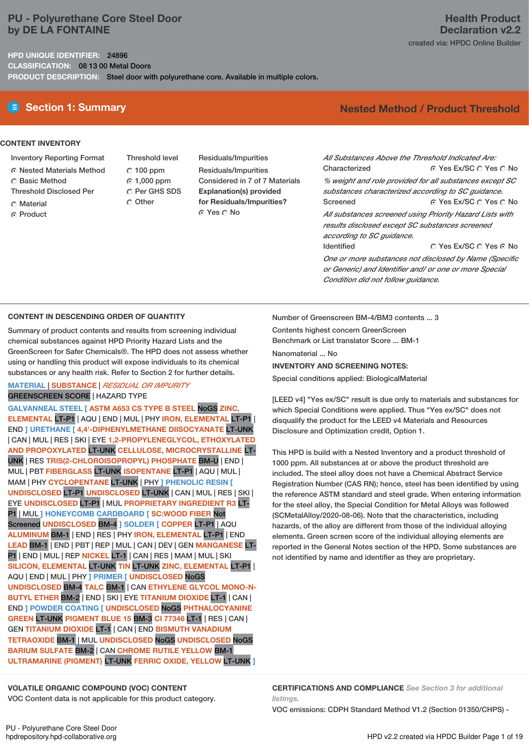# PU - Polyurethane Core Steel Door by DE LA FONTAINE

**Health Product Declaration v2.2**

created via: HPDC Online Builder

**HPD UNIQUE IDENTIFIER:** 24896

**CLASSIFICATION:** 08 13 00 Metal Doors

**PRODUCT DESCRIPTION:** Steel door with polyurethane core. Available in multiple colors.

## Section 1: Summary

**Nested Method / Product Threshold**

### CONTENT INVENTORY

Inventory Reporting Format

- ◉ Nested Materials Method
- ○ Basic Method

Threshold Disclosed Per

- ○ Material
- ◉ Product

Threshold level

- ○ 100 ppm
- ◉ 1,000 ppm
- ○ Per GHS SDS
- ○ Other

Residuals/Impurities

Residuals/Impurities Considered in 7 of 7 Materials

**Explanation(s) provided for Residuals/Impurities?**

◉ Yes ○ No

*All Substances Above the Threshold Indicated Are:*

Characterized ◉ Yes Ex/SC ○ Yes ○ No

*% weight and role provided for all substances except SC substances characterized according to SC guidance.*

Screened ◉ Yes Ex/SC ○ Yes ○ No

*All substances screened using Priority Hazard Lists with results disclosed except SC substances screened according to SC guidance.*

Identified ○ Yes Ex/SC ○ Yes ◉ No

*One or more substances not disclosed by Name (Specific or Generic) and Identifier and/ or one or more Special Condition did not follow guidance.*

### CONTENT IN DESCENDING ORDER OF QUANTITY

Summary of product contents and results from screening individual chemical substances against HPD Priority Hazard Lists and the GreenScreen for Safer Chemicals®. The HPD does not assess whether using or handling this product will expose individuals to its chemical substances or any health risk. Refer to Section 2 for further details.

MATERIAL | SUBSTANCE | *RESIDUAL OR IMPURITY*
GREENSCREEN SCORE | HAZARD TYPE

**GALVANNEAL STEEL [ ASTM A653 CS TYPE B STEEL** NoGS **ZINC, ELEMENTAL** LT-P1 | AQU | END | MUL | PHY **IRON, ELEMENTAL** LT-P1 | END **]** **URETHANE [ 4,4'-DIPHENYLMETHANE DIISOCYANATE** LT-UNK | CAN | MUL | RES | SKI | EYE **1,2-PROPYLENEGLYCOL, ETHOXYLATED AND PROPOXYLATED** LT-UNK **CELLULOSE, MICROCRYSTALLINE** LT-UNK | RES **TRIS(2-CHLOROISOPROPYL) PHOSPHATE** BM-U | END | MUL | PBT **FIBERGLASS** LT-UNK **ISOPENTANE** LT-P1 | AQU | MUL | MAM | PHY **CYCLOPENTANE** LT-UNK | PHY **]** **PHENOLIC RESIN [ UNDISCLOSED** LT-P1 **UNDISCLOSED** LT-UNK | CAN | MUL | RES | SKI | EYE **UNDISCLOSED** LT-P1 | MUL **PROPRIETARY INGREDIENT R3** LT-P1 | MUL **]** **HONEYCOMB CARDBOARD [ SC:WOOD FIBER** Not Screened **UNDISCLOSED** BM-4 **]** **SOLDER [ COPPER** LT-P1 | AQU **ALUMINUM** BM-1 | END | RES | PHY **IRON, ELEMENTAL** LT-P1 | END **LEAD** BM-1 | END | PBT | REP | MUL | CAN | DEV | GEN **MANGANESE** LT-P1 | END | MUL | REP **NICKEL** LT-1 | CAN | RES | MAM | MUL | SKI **SILICON, ELEMENTAL** LT-UNK **TIN** LT-UNK **ZINC, ELEMENTAL** LT-P1 | AQU | END | MUL | PHY **]** **PRIMER [ UNDISCLOSED** NoGS **UNDISCLOSED** BM-4 **TALC** BM-1 | CAN **ETHYLENE GLYCOL MONO-N-BUTYL ETHER** BM-2 | END | SKI | EYE **TITANIUM DIOXIDE** LT-1 | CAN | END **]** **POWDER COATING [ UNDISCLOSED** NoGS **PHTHALOCYANINE GREEN** LT-UNK **PIGMENT BLUE 15** BM-3 **CI 77346** LT-1 | RES | CAN | GEN **TITANIUM DIOXIDE** LT-1 | CAN | END **BISMUTH VANADIUM TETRAOXIDE** BM-1 | MUL **UNDISCLOSED** NoGS **UNDISCLOSED** NoGS **BARIUM SULFATE** BM-2 | CAN **CHROME RUTILE YELLOW** BM-1 **ULTRAMARINE (PIGMENT)** LT-UNK **FERRIC OXIDE, YELLOW** LT-UNK **]**

Number of Greenscreen BM-4/BM3 contents ... 3

Contents highest concern GreenScreen Benchmark or List translator Score ... BM-1

Nanomaterial ... No

**INVENTORY AND SCREENING NOTES:**

Special conditions applied: BiologicalMaterial

[LEED v4] "Yes ex/SC" result is due only to materials and substances for which Special Conditions were applied. Thus "Yes ex/SC" does not disqualify the product for the LEED v4 Materials and Resources Disclosure and Optimization credit, Option 1.

This HPD is build with a Nested Inventory and a product threshold of 1000 ppm. All substances at or above the product threshold are included. The steel alloy does not have a Chemical Abstract Service Registration Number (CAS RN); hence, steel has been identified by using the reference ASTM standard and steel grade. When entering information for the steel alloy, the Special Condition for Metal Alloys was followed (SCMetalAlloy/2020-08-06). Note that the characteristics, including hazards, of the alloy are different from those of the individual alloying elements. Green screen score of the individual alloying elements are reported in the General Notes section of the HPD. Some substances are not identified by name and identifier as they are proprietary.

### VOLATILE ORGANIC COMPOUND (VOC) CONTENT

VOC Content data is not applicable for this product category.

### CERTIFICATIONS AND COMPLIANCE *See Section 3 for additional listings.*

VOC emissions: CDPH Standard Method V1.2 (Section 01350/CHPS) -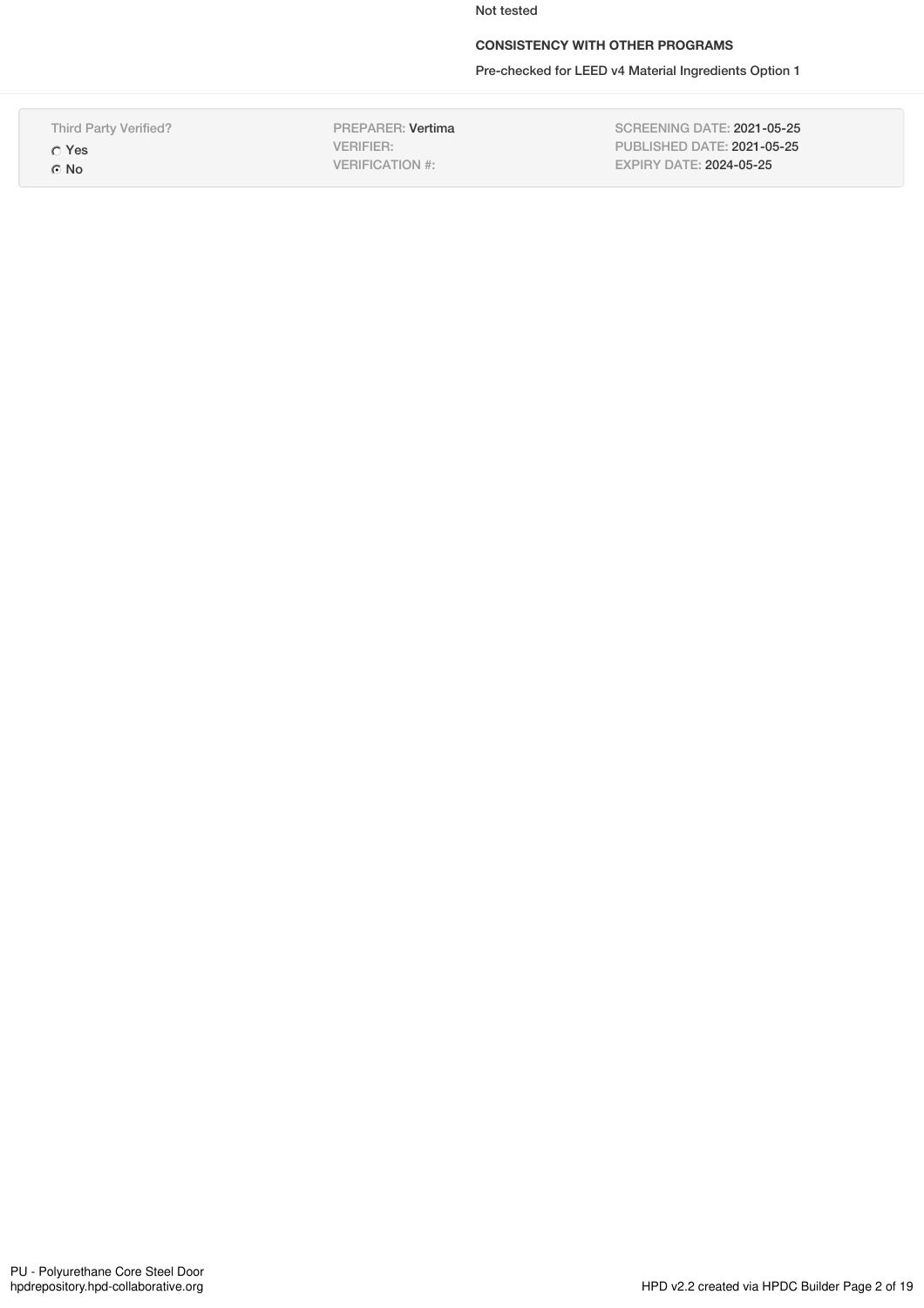Not tested

**CONSISTENCY WITH OTHER PROGRAMS**

Pre-checked for LEED v4 Material Ingredients Option 1

| Third Party Verified? | PREPARER: Vertima | SCREENING DATE: 2021-05-25 |
| --- | --- | --- |
| ○ Yes | VERIFIER: | PUBLISHED DATE: 2021-05-25 |
| ◉ No | VERIFICATION #: | EXPIRY DATE: 2024-05-25 |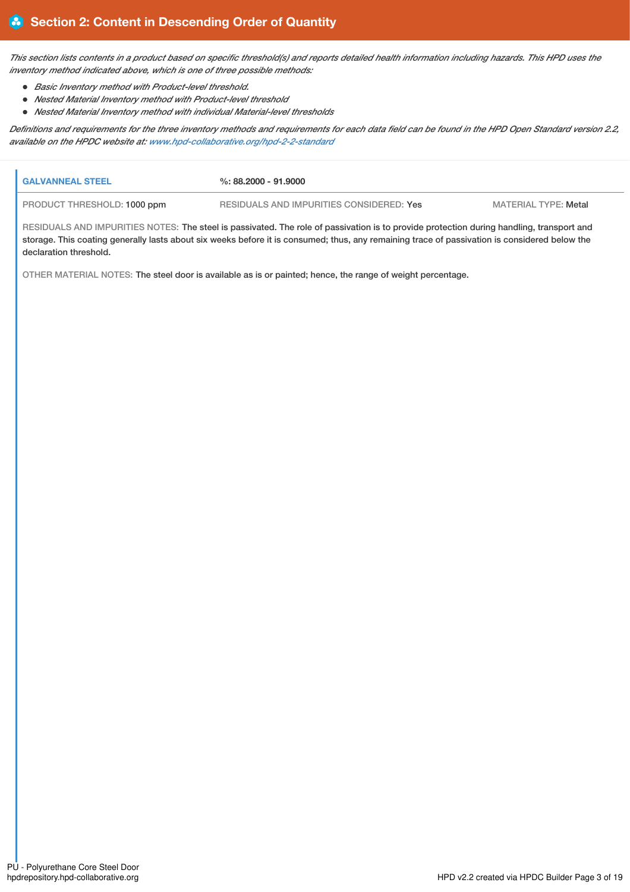## Section 2: Content in Descending Order of Quantity

*This section lists contents in a product based on specific threshold(s) and reports detailed health information including hazards. This HPD uses the inventory method indicated above, which is one of three possible methods:*

- *Basic Inventory method with Product-level threshold.*
- *Nested Material Inventory method with Product-level threshold*
- *Nested Material Inventory method with individual Material-level thresholds*

*Definitions and requirements for the three inventory methods and requirements for each data field can be found in the HPD Open Standard version 2.2, available on the HPDC website at: www.hpd-collaborative.org/hpd-2-2-standard*

**GALVANNEAL STEEL** **%: 88.2000 - 91.9000**

PRODUCT THRESHOLD: 1000 ppm RESIDUALS AND IMPURITIES CONSIDERED: Yes MATERIAL TYPE: Metal

RESIDUALS AND IMPURITIES NOTES: The steel is passivated. The role of passivation is to provide protection during handling, transport and storage. This coating generally lasts about six weeks before it is consumed; thus, any remaining trace of passivation is considered below the declaration threshold.

OTHER MATERIAL NOTES: The steel door is available as is or painted; hence, the range of weight percentage.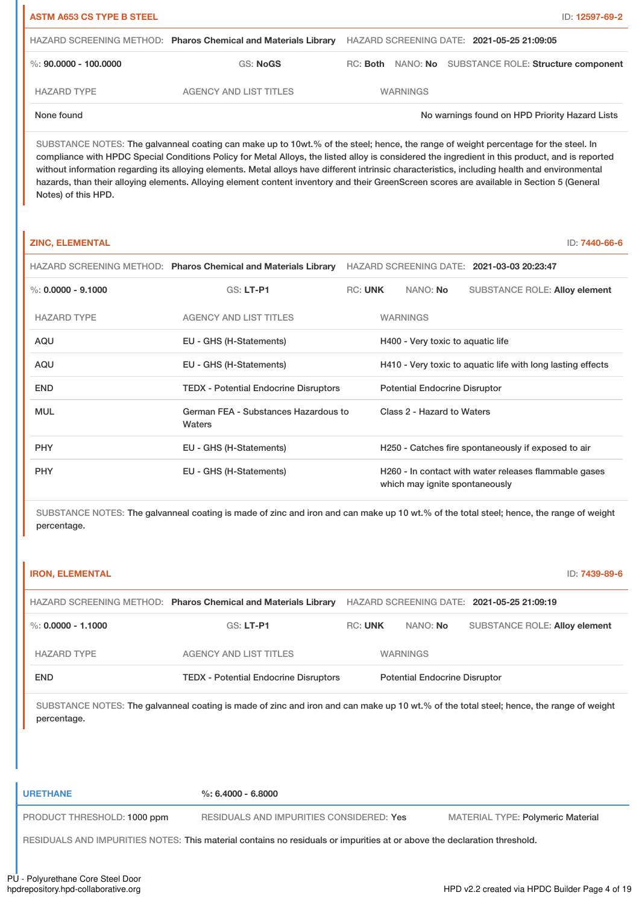## ASTM A653 CS TYPE B STEEL

ID: 12597-69-2

HAZARD SCREENING METHOD: **Pharos Chemical and Materials Library** HAZARD SCREENING DATE: **2021-05-25 21:09:05**

%: **90.0000 - 100.0000** GS: **NoGS** RC: **Both** NANO: **No** SUBSTANCE ROLE: **Structure component**

| HAZARD TYPE | AGENCY AND LIST TITLES | WARNINGS |
|---|---|---|
| None found | | No warnings found on HPD Priority Hazard Lists |

SUBSTANCE NOTES: The galvanneal coating can make up to 10wt.% of the steel; hence, the range of weight percentage for the steel. In compliance with HPDC Special Conditions Policy for Metal Alloys, the listed alloy is considered the ingredient in this product, and is reported without information regarding its alloying elements. Metal alloys have different intrinsic characteristics, including health and environmental hazards, than their alloying elements. Alloying element content inventory and their GreenScreen scores are available in Section 5 (General Notes) of this HPD.

## ZINC, ELEMENTAL

ID: 7440-66-6

HAZARD SCREENING METHOD: **Pharos Chemical and Materials Library** HAZARD SCREENING DATE: **2021-03-03 20:23:47**

%: **0.0000 - 9.1000** GS: **LT-P1** RC: **UNK** NANO: **No** SUBSTANCE ROLE: **Alloy element**

| HAZARD TYPE | AGENCY AND LIST TITLES | WARNINGS |
|---|---|---|
| AQU | EU - GHS (H-Statements) | H400 - Very toxic to aquatic life |
| AQU | EU - GHS (H-Statements) | H410 - Very toxic to aquatic life with long lasting effects |
| END | TEDX - Potential Endocrine Disruptors | Potential Endocrine Disruptor |
| MUL | German FEA - Substances Hazardous to Waters | Class 2 - Hazard to Waters |
| PHY | EU - GHS (H-Statements) | H250 - Catches fire spontaneously if exposed to air |
| PHY | EU - GHS (H-Statements) | H260 - In contact with water releases flammable gases which may ignite spontaneously |

SUBSTANCE NOTES: The galvanneal coating is made of zinc and iron and can make up 10 wt.% of the total steel; hence, the range of weight percentage.

## IRON, ELEMENTAL

ID: 7439-89-6

HAZARD SCREENING METHOD: **Pharos Chemical and Materials Library** HAZARD SCREENING DATE: **2021-05-25 21:09:19**

%: **0.0000 - 1.1000** GS: **LT-P1** RC: **UNK** NANO: **No** SUBSTANCE ROLE: **Alloy element**

| HAZARD TYPE | AGENCY AND LIST TITLES | WARNINGS |
|---|---|---|
| END | TEDX - Potential Endocrine Disruptors | Potential Endocrine Disruptor |

SUBSTANCE NOTES: The galvanneal coating is made of zinc and iron and can make up 10 wt.% of the total steel; hence, the range of weight percentage.

## URETHANE

%: **6.4000 - 6.8000**

PRODUCT THRESHOLD: **1000 ppm** RESIDUALS AND IMPURITIES CONSIDERED: **Yes** MATERIAL TYPE: **Polymeric Material**

RESIDUALS AND IMPURITIES NOTES: This material contains no residuals or impurities at or above the declaration threshold.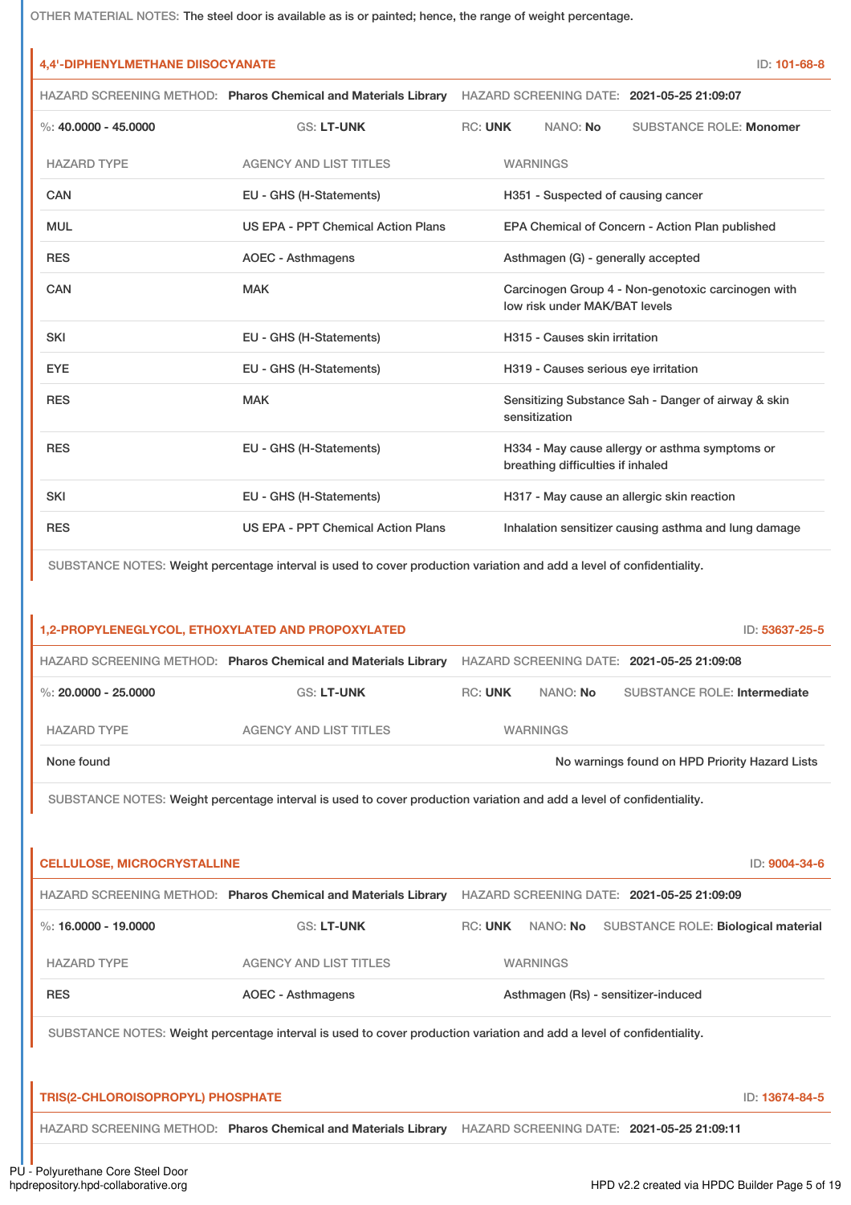OTHER MATERIAL NOTES: The steel door is available as is or painted; hence, the range of weight percentage.

### 4,4'-DIPHENYLMETHANE DIISOCYANATE

ID: 101-68-8

HAZARD SCREENING METHOD: **Pharos Chemical and Materials Library** HAZARD SCREENING DATE: **2021-05-25 21:09:07**

%: **40.0000 - 45.0000** GS: **LT-UNK** RC: **UNK** NANO: **No** SUBSTANCE ROLE: **Monomer**

| HAZARD TYPE | AGENCY AND LIST TITLES | WARNINGS |
|---|---|---|
| CAN | EU - GHS (H-Statements) | H351 - Suspected of causing cancer |
| MUL | US EPA - PPT Chemical Action Plans | EPA Chemical of Concern - Action Plan published |
| RES | AOEC - Asthmagens | Asthmagen (G) - generally accepted |
| CAN | MAK | Carcinogen Group 4 - Non-genotoxic carcinogen with low risk under MAK/BAT levels |
| SKI | EU - GHS (H-Statements) | H315 - Causes skin irritation |
| EYE | EU - GHS (H-Statements) | H319 - Causes serious eye irritation |
| RES | MAK | Sensitizing Substance Sah - Danger of airway & skin sensitization |
| RES | EU - GHS (H-Statements) | H334 - May cause allergy or asthma symptoms or breathing difficulties if inhaled |
| SKI | EU - GHS (H-Statements) | H317 - May cause an allergic skin reaction |
| RES | US EPA - PPT Chemical Action Plans | Inhalation sensitizer causing asthma and lung damage |

SUBSTANCE NOTES: Weight percentage interval is used to cover production variation and add a level of confidentiality.

### 1,2-PROPYLENEGLYCOL, ETHOXYLATED AND PROPOXYLATED

ID: 53637-25-5

HAZARD SCREENING METHOD: **Pharos Chemical and Materials Library** HAZARD SCREENING DATE: **2021-05-25 21:09:08**

%: **20.0000 - 25.0000** GS: **LT-UNK** RC: **UNK** NANO: **No** SUBSTANCE ROLE: **Intermediate**

| HAZARD TYPE | AGENCY AND LIST TITLES | WARNINGS |
|---|---|---|
| None found | | No warnings found on HPD Priority Hazard Lists |

SUBSTANCE NOTES: Weight percentage interval is used to cover production variation and add a level of confidentiality.

### CELLULOSE, MICROCRYSTALLINE

ID: 9004-34-6

HAZARD SCREENING METHOD: **Pharos Chemical and Materials Library** HAZARD SCREENING DATE: **2021-05-25 21:09:09**

%: **16.0000 - 19.0000** GS: **LT-UNK** RC: **UNK** NANO: **No** SUBSTANCE ROLE: **Biological material**

| HAZARD TYPE | AGENCY AND LIST TITLES | WARNINGS |
|---|---|---|
| RES | AOEC - Asthmagens | Asthmagen (Rs) - sensitizer-induced |

SUBSTANCE NOTES: Weight percentage interval is used to cover production variation and add a level of confidentiality.

### TRIS(2-CHLOROISOPROPYL) PHOSPHATE

ID: 13674-84-5

HAZARD SCREENING METHOD: **Pharos Chemical and Materials Library** HAZARD SCREENING DATE: **2021-05-25 21:09:11**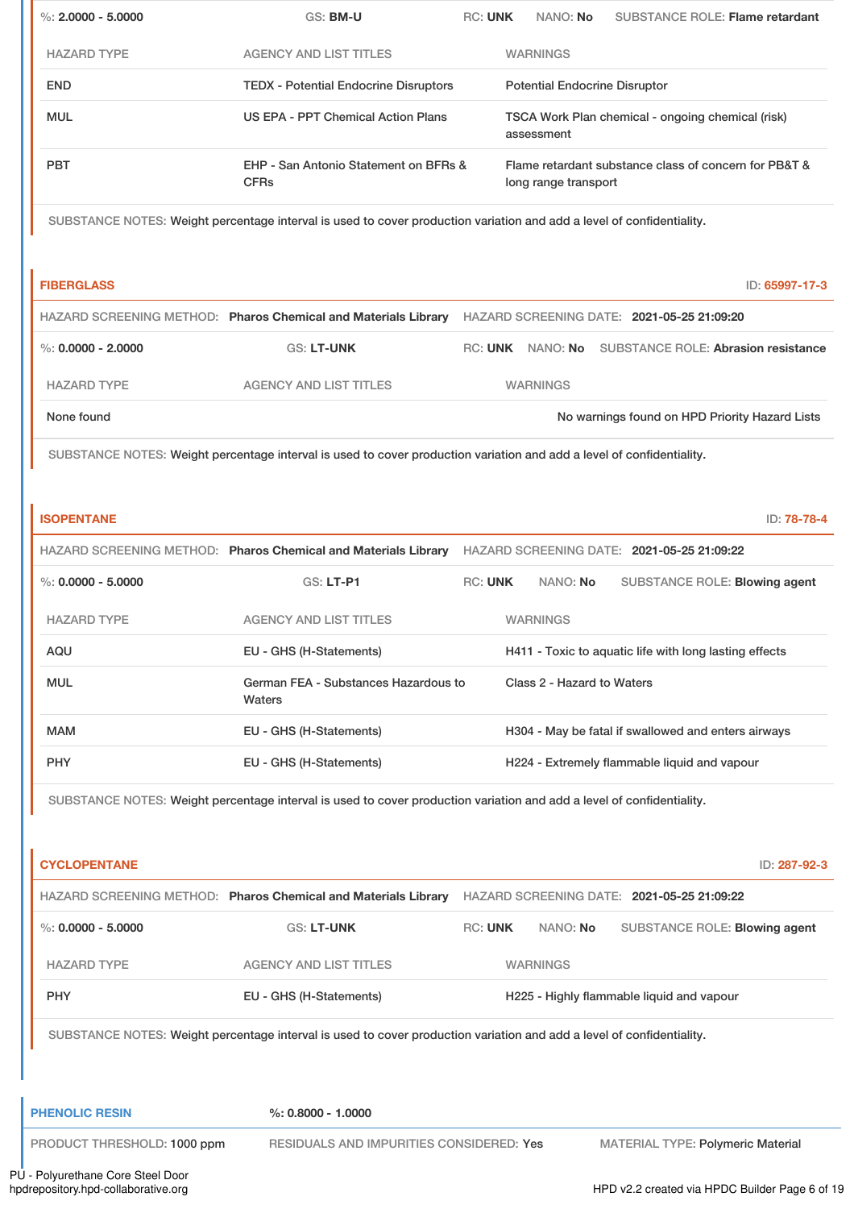%: 2.0000 - 5.0000 | GS: BM-U | RC: UNK | NANO: No | SUBSTANCE ROLE: Flame retardant

| HAZARD TYPE | AGENCY AND LIST TITLES | WARNINGS |
|---|---|---|
| END | TEDX - Potential Endocrine Disruptors | Potential Endocrine Disruptor |
| MUL | US EPA - PPT Chemical Action Plans | TSCA Work Plan chemical - ongoing chemical (risk) assessment |
| PBT | EHP - San Antonio Statement on BFRs & CFRs | Flame retardant substance class of concern for PB&T & long range transport |

SUBSTANCE NOTES: Weight percentage interval is used to cover production variation and add a level of confidentiality.

### FIBERGLASS

ID: 65997-17-3

HAZARD SCREENING METHOD: Pharos Chemical and Materials Library | HAZARD SCREENING DATE: 2021-05-25 21:09:20

%: 0.0000 - 2.0000 | GS: LT-UNK | RC: UNK | NANO: No | SUBSTANCE ROLE: Abrasion resistance

| HAZARD TYPE | AGENCY AND LIST TITLES | WARNINGS |
|---|---|---|
| None found | | No warnings found on HPD Priority Hazard Lists |

SUBSTANCE NOTES: Weight percentage interval is used to cover production variation and add a level of confidentiality.

### ISOPENTANE

ID: 78-78-4

HAZARD SCREENING METHOD: Pharos Chemical and Materials Library | HAZARD SCREENING DATE: 2021-05-25 21:09:22

%: 0.0000 - 5.0000 | GS: LT-P1 | RC: UNK | NANO: No | SUBSTANCE ROLE: Blowing agent

| HAZARD TYPE | AGENCY AND LIST TITLES | WARNINGS |
|---|---|---|
| AQU | EU - GHS (H-Statements) | H411 - Toxic to aquatic life with long lasting effects |
| MUL | German FEA - Substances Hazardous to Waters | Class 2 - Hazard to Waters |
| MAM | EU - GHS (H-Statements) | H304 - May be fatal if swallowed and enters airways |
| PHY | EU - GHS (H-Statements) | H224 - Extremely flammable liquid and vapour |

SUBSTANCE NOTES: Weight percentage interval is used to cover production variation and add a level of confidentiality.

### CYCLOPENTANE

ID: 287-92-3

HAZARD SCREENING METHOD: Pharos Chemical and Materials Library | HAZARD SCREENING DATE: 2021-05-25 21:09:22

%: 0.0000 - 5.0000 | GS: LT-UNK | RC: UNK | NANO: No | SUBSTANCE ROLE: Blowing agent

| HAZARD TYPE | AGENCY AND LIST TITLES | WARNINGS |
|---|---|---|
| PHY | EU - GHS (H-Statements) | H225 - Highly flammable liquid and vapour |

SUBSTANCE NOTES: Weight percentage interval is used to cover production variation and add a level of confidentiality.

## PHENOLIC RESIN

%: 0.8000 - 1.0000

PRODUCT THRESHOLD: 1000 ppm | RESIDUALS AND IMPURITIES CONSIDERED: Yes | MATERIAL TYPE: Polymeric Material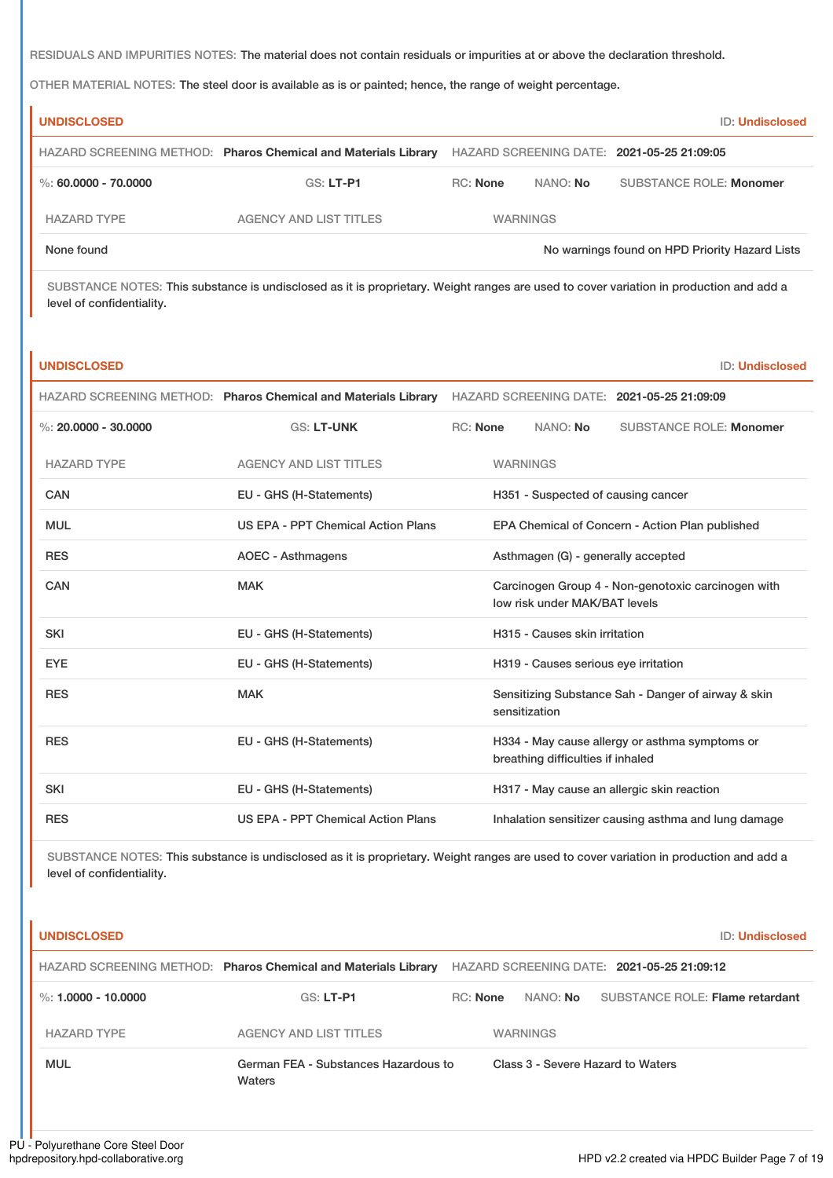RESIDUALS AND IMPURITIES NOTES: The material does not contain residuals or impurities at or above the declaration threshold.

OTHER MATERIAL NOTES: The steel door is available as is or painted; hence, the range of weight percentage.

**UNDISCLOSED** ID: **Undisclosed**

HAZARD SCREENING METHOD: **Pharos Chemical and Materials Library** HAZARD SCREENING DATE: **2021-05-25 21:09:05**

%: **60.0000 - 70.0000** GS: **LT-P1** RC: **None** NANO: **No** SUBSTANCE ROLE: **Monomer**

| HAZARD TYPE | AGENCY AND LIST TITLES | WARNINGS |
|---|---|---|
| None found | | No warnings found on HPD Priority Hazard Lists |

SUBSTANCE NOTES: This substance is undisclosed as it is proprietary. Weight ranges are used to cover variation in production and add a level of confidentiality.

**UNDISCLOSED** ID: **Undisclosed**

HAZARD SCREENING METHOD: **Pharos Chemical and Materials Library** HAZARD SCREENING DATE: **2021-05-25 21:09:09**

%: **20.0000 - 30.0000** GS: **LT-UNK** RC: **None** NANO: **No** SUBSTANCE ROLE: **Monomer**

| HAZARD TYPE | AGENCY AND LIST TITLES | WARNINGS |
|---|---|---|
| CAN | EU - GHS (H-Statements) | H351 - Suspected of causing cancer |
| MUL | US EPA - PPT Chemical Action Plans | EPA Chemical of Concern - Action Plan published |
| RES | AOEC - Asthmagens | Asthmagen (G) - generally accepted |
| CAN | MAK | Carcinogen Group 4 - Non-genotoxic carcinogen with low risk under MAK/BAT levels |
| SKI | EU - GHS (H-Statements) | H315 - Causes skin irritation |
| EYE | EU - GHS (H-Statements) | H319 - Causes serious eye irritation |
| RES | MAK | Sensitizing Substance Sah - Danger of airway & skin sensitization |
| RES | EU - GHS (H-Statements) | H334 - May cause allergy or asthma symptoms or breathing difficulties if inhaled |
| SKI | EU - GHS (H-Statements) | H317 - May cause an allergic skin reaction |
| RES | US EPA - PPT Chemical Action Plans | Inhalation sensitizer causing asthma and lung damage |

SUBSTANCE NOTES: This substance is undisclosed as it is proprietary. Weight ranges are used to cover variation in production and add a level of confidentiality.

**UNDISCLOSED** ID: **Undisclosed**

HAZARD SCREENING METHOD: **Pharos Chemical and Materials Library** HAZARD SCREENING DATE: **2021-05-25 21:09:12**

%: **1.0000 - 10.0000** GS: **LT-P1** RC: **None** NANO: **No** SUBSTANCE ROLE: **Flame retardant**

| HAZARD TYPE | AGENCY AND LIST TITLES | WARNINGS |
|---|---|---|
| MUL | German FEA - Substances Hazardous to Waters | Class 3 - Severe Hazard to Waters |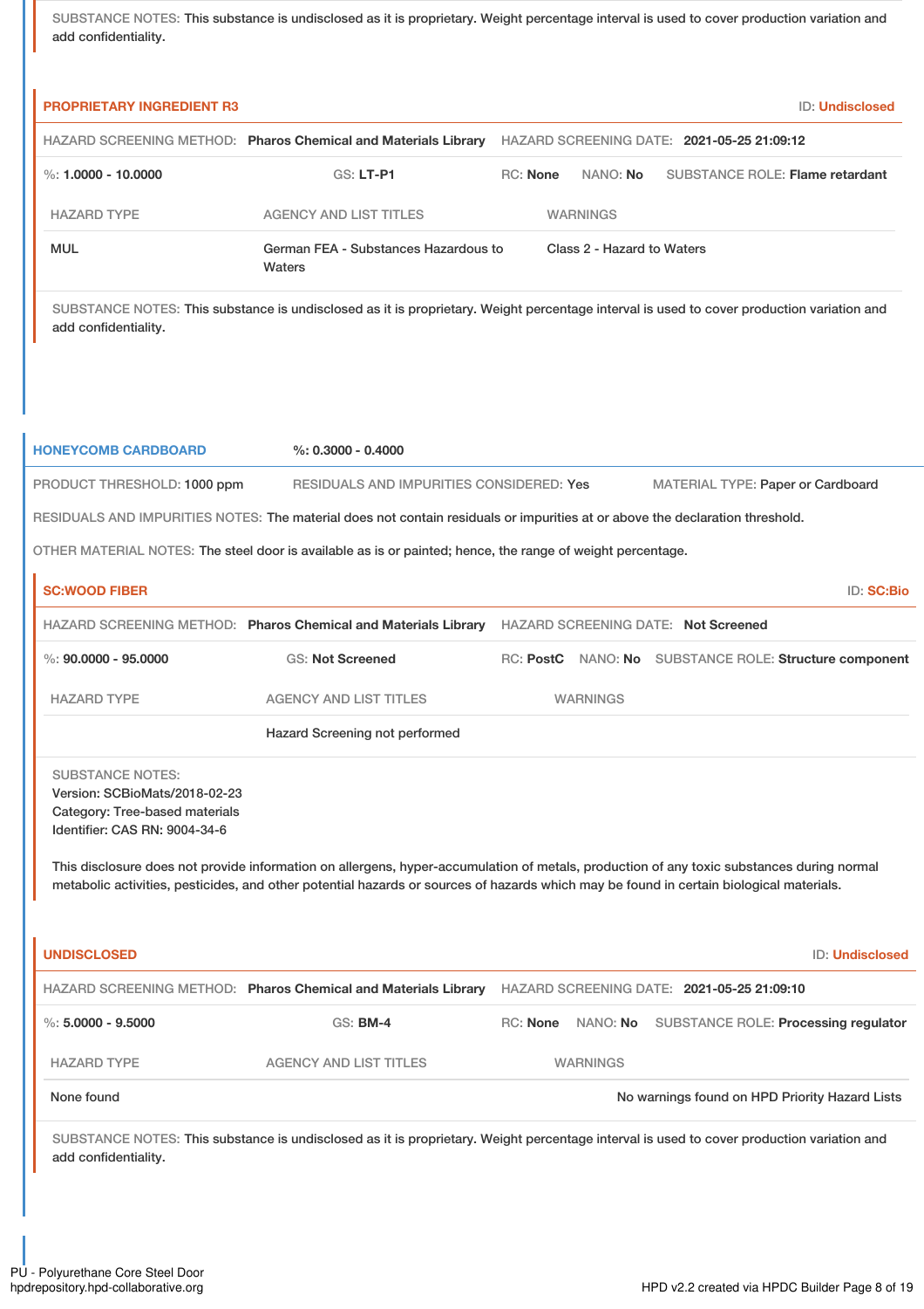SUBSTANCE NOTES: This substance is undisclosed as it is proprietary. Weight percentage interval is used to cover production variation and add confidentiality.

### PROPRIETARY INGREDIENT R3

ID: **Undisclosed**

HAZARD SCREENING METHOD: **Pharos Chemical and Materials Library** HAZARD SCREENING DATE: **2021-05-25 21:09:12**

%: **1.0000 - 10.0000** GS: **LT-P1** RC: **None** NANO: **No** SUBSTANCE ROLE: **Flame retardant**

| HAZARD TYPE | AGENCY AND LIST TITLES | WARNINGS |
|---|---|---|
| MUL | German FEA - Substances Hazardous to Waters | Class 2 - Hazard to Waters |

SUBSTANCE NOTES: This substance is undisclosed as it is proprietary. Weight percentage interval is used to cover production variation and add confidentiality.

## HONEYCOMB CARDBOARD

%: **0.3000 - 0.4000**

PRODUCT THRESHOLD: **1000 ppm** RESIDUALS AND IMPURITIES CONSIDERED: **Yes** MATERIAL TYPE: **Paper or Cardboard**

RESIDUALS AND IMPURITIES NOTES: The material does not contain residuals or impurities at or above the declaration threshold.

OTHER MATERIAL NOTES: The steel door is available as is or painted; hence, the range of weight percentage.

### SC:WOOD FIBER

ID: **SC:Bio**

HAZARD SCREENING METHOD: **Pharos Chemical and Materials Library** HAZARD SCREENING DATE: **Not Screened**

%: **90.0000 - 95.0000** GS: **Not Screened** RC: **PostC** NANO: **No** SUBSTANCE ROLE: **Structure component**

| HAZARD TYPE | AGENCY AND LIST TITLES | WARNINGS |
|---|---|---|
| | Hazard Screening not performed | |

SUBSTANCE NOTES:
Version: SCBioMats/2018-02-23
Category: Tree-based materials
Identifier: CAS RN: 9004-34-6

This disclosure does not provide information on allergens, hyper-accumulation of metals, production of any toxic substances during normal metabolic activities, pesticides, and other potential hazards or sources of hazards which may be found in certain biological materials.

### UNDISCLOSED

ID: **Undisclosed**

HAZARD SCREENING METHOD: **Pharos Chemical and Materials Library** HAZARD SCREENING DATE: **2021-05-25 21:09:10**

%: **5.0000 - 9.5000** GS: **BM-4** RC: **None** NANO: **No** SUBSTANCE ROLE: **Processing regulator**

| HAZARD TYPE | AGENCY AND LIST TITLES | WARNINGS |
|---|---|---|
| None found | | No warnings found on HPD Priority Hazard Lists |

SUBSTANCE NOTES: This substance is undisclosed as it is proprietary. Weight percentage interval is used to cover production variation and add confidentiality.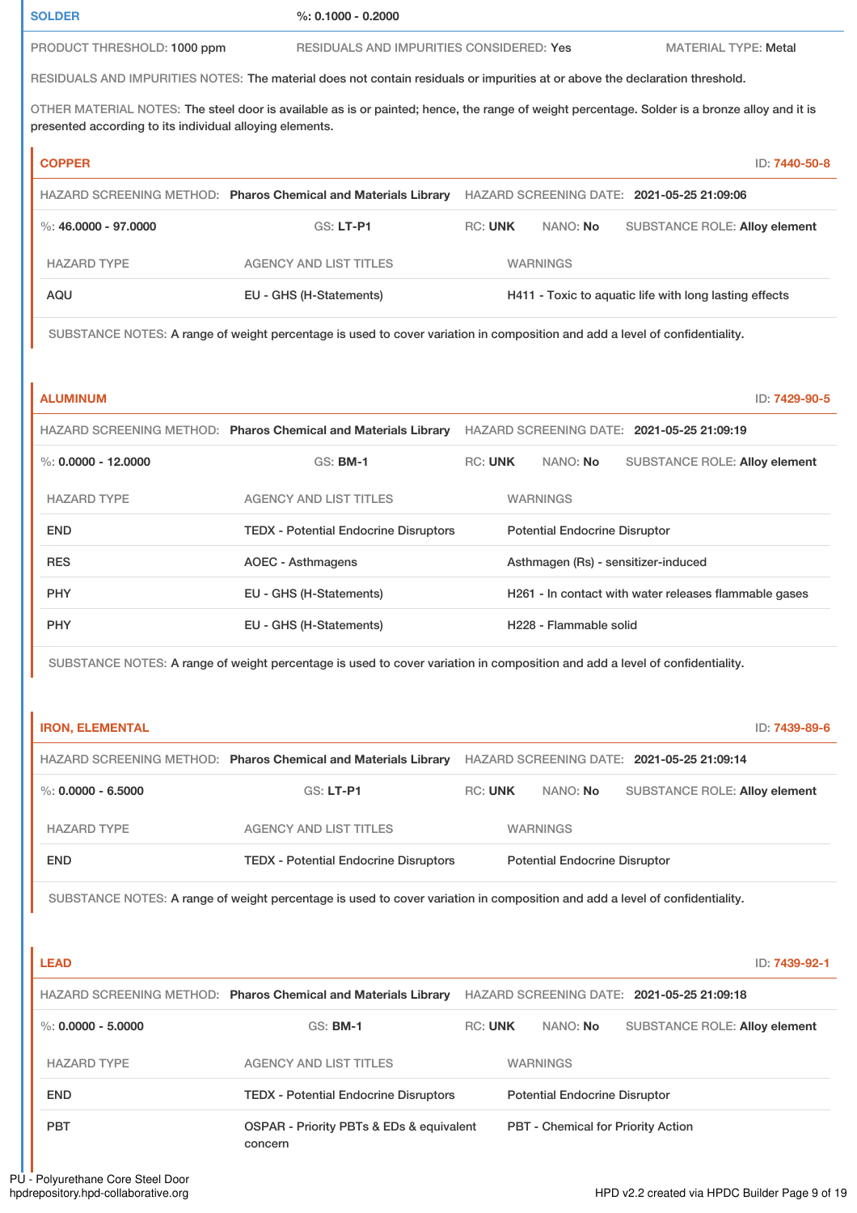**SOLDER** %: 0.1000 - 0.2000

PRODUCT THRESHOLD: 1000 ppm RESIDUALS AND IMPURITIES CONSIDERED: Yes MATERIAL TYPE: Metal

RESIDUALS AND IMPURITIES NOTES: The material does not contain residuals or impurities at or above the declaration threshold.

OTHER MATERIAL NOTES: The steel door is available as is or painted; hence, the range of weight percentage. Solder is a bronze alloy and it is presented according to its individual alloying elements.

### COPPER

ID: 7440-50-8

HAZARD SCREENING METHOD: **Pharos Chemical and Materials Library** HAZARD SCREENING DATE: **2021-05-25 21:09:06**

%: **46.0000 - 97.0000** GS: **LT-P1** RC: **UNK** NANO: **No** SUBSTANCE ROLE: **Alloy element**

| HAZARD TYPE | AGENCY AND LIST TITLES | WARNINGS |
|---|---|---|
| AQU | EU - GHS (H-Statements) | H411 - Toxic to aquatic life with long lasting effects |

SUBSTANCE NOTES: A range of weight percentage is used to cover variation in composition and add a level of confidentiality.

### ALUMINUM

ID: 7429-90-5

HAZARD SCREENING METHOD: **Pharos Chemical and Materials Library** HAZARD SCREENING DATE: **2021-05-25 21:09:19**

%: **0.0000 - 12.0000** GS: **BM-1** RC: **UNK** NANO: **No** SUBSTANCE ROLE: **Alloy element**

| HAZARD TYPE | AGENCY AND LIST TITLES | WARNINGS |
|---|---|---|
| END | TEDX - Potential Endocrine Disruptors | Potential Endocrine Disruptor |
| RES | AOEC - Asthmagens | Asthmagen (Rs) - sensitizer-induced |
| PHY | EU - GHS (H-Statements) | H261 - In contact with water releases flammable gases |
| PHY | EU - GHS (H-Statements) | H228 - Flammable solid |

SUBSTANCE NOTES: A range of weight percentage is used to cover variation in composition and add a level of confidentiality.

### IRON, ELEMENTAL

ID: 7439-89-6

HAZARD SCREENING METHOD: **Pharos Chemical and Materials Library** HAZARD SCREENING DATE: **2021-05-25 21:09:14**

%: **0.0000 - 6.5000** GS: **LT-P1** RC: **UNK** NANO: **No** SUBSTANCE ROLE: **Alloy element**

| HAZARD TYPE | AGENCY AND LIST TITLES | WARNINGS |
|---|---|---|
| END | TEDX - Potential Endocrine Disruptors | Potential Endocrine Disruptor |

SUBSTANCE NOTES: A range of weight percentage is used to cover variation in composition and add a level of confidentiality.

### LEAD

ID: 7439-92-1

HAZARD SCREENING METHOD: **Pharos Chemical and Materials Library** HAZARD SCREENING DATE: **2021-05-25 21:09:18**

%: **0.0000 - 5.0000** GS: **BM-1** RC: **UNK** NANO: **No** SUBSTANCE ROLE: **Alloy element**

| HAZARD TYPE | AGENCY AND LIST TITLES | WARNINGS |
|---|---|---|
| END | TEDX - Potential Endocrine Disruptors | Potential Endocrine Disruptor |
| PBT | OSPAR - Priority PBTs & EDs & equivalent concern | PBT - Chemical for Priority Action |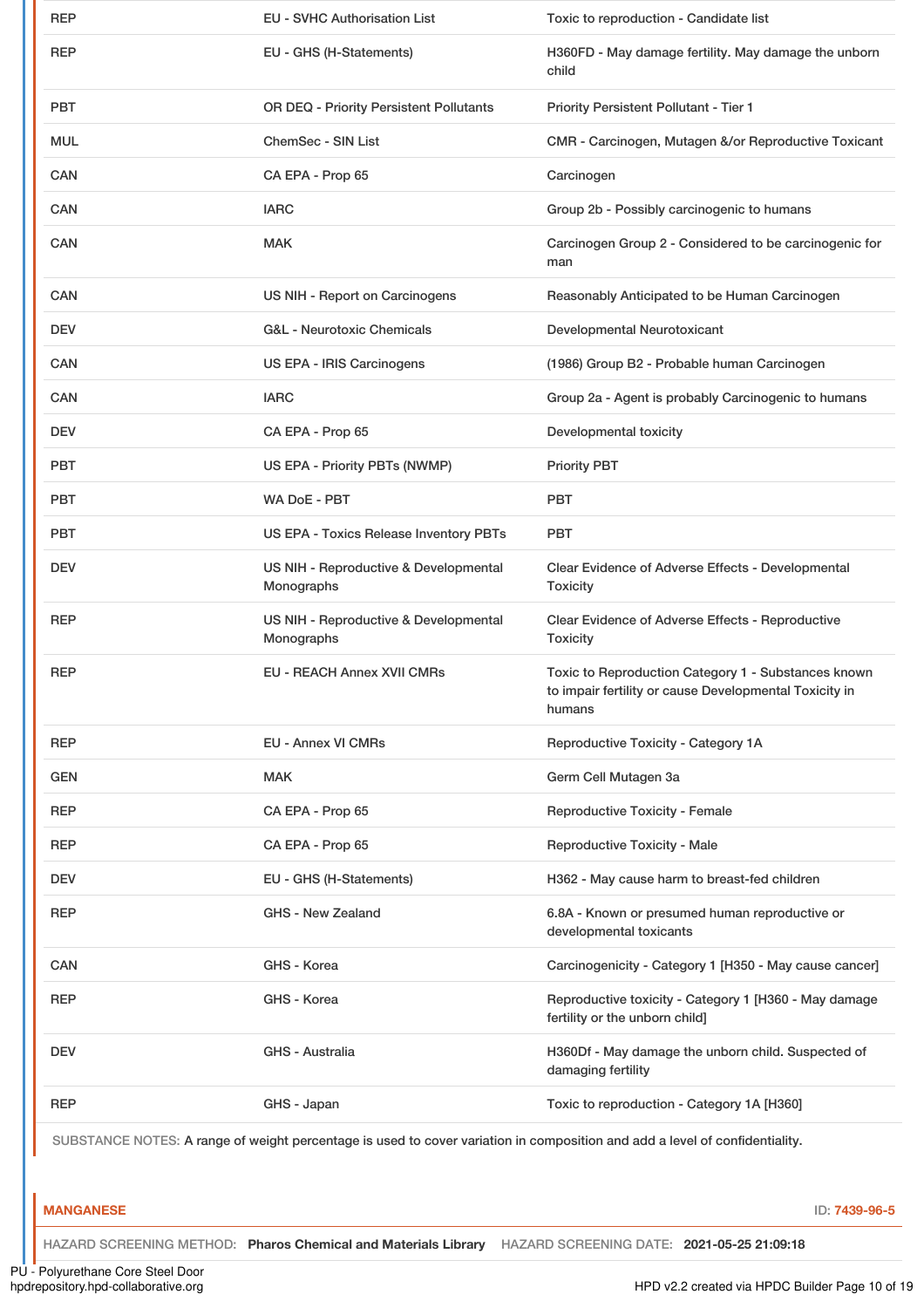| | | |
|---|---|---|
| REP | EU - SVHC Authorisation List | Toxic to reproduction - Candidate list |
| REP | EU - GHS (H-Statements) | H360FD - May damage fertility. May damage the unborn child |
| PBT | OR DEQ - Priority Persistent Pollutants | Priority Persistent Pollutant - Tier 1 |
| MUL | ChemSec - SIN List | CMR - Carcinogen, Mutagen &/or Reproductive Toxicant |
| CAN | CA EPA - Prop 65 | Carcinogen |
| CAN | IARC | Group 2b - Possibly carcinogenic to humans |
| CAN | MAK | Carcinogen Group 2 - Considered to be carcinogenic for man |
| CAN | US NIH - Report on Carcinogens | Reasonably Anticipated to be Human Carcinogen |
| DEV | G&L - Neurotoxic Chemicals | Developmental Neurotoxicant |
| CAN | US EPA - IRIS Carcinogens | (1986) Group B2 - Probable human Carcinogen |
| CAN | IARC | Group 2a - Agent is probably Carcinogenic to humans |
| DEV | CA EPA - Prop 65 | Developmental toxicity |
| PBT | US EPA - Priority PBTs (NWMP) | Priority PBT |
| PBT | WA DoE - PBT | PBT |
| PBT | US EPA - Toxics Release Inventory PBTs | PBT |
| DEV | US NIH - Reproductive & Developmental Monographs | Clear Evidence of Adverse Effects - Developmental Toxicity |
| REP | US NIH - Reproductive & Developmental Monographs | Clear Evidence of Adverse Effects - Reproductive Toxicity |
| REP | EU - REACH Annex XVII CMRs | Toxic to Reproduction Category 1 - Substances known to impair fertility or cause Developmental Toxicity in humans |
| REP | EU - Annex VI CMRs | Reproductive Toxicity - Category 1A |
| GEN | MAK | Germ Cell Mutagen 3a |
| REP | CA EPA - Prop 65 | Reproductive Toxicity - Female |
| REP | CA EPA - Prop 65 | Reproductive Toxicity - Male |
| DEV | EU - GHS (H-Statements) | H362 - May cause harm to breast-fed children |
| REP | GHS - New Zealand | 6.8A - Known or presumed human reproductive or developmental toxicants |
| CAN | GHS - Korea | Carcinogenicity - Category 1 [H350 - May cause cancer] |
| REP | GHS - Korea | Reproductive toxicity - Category 1 [H360 - May damage fertility or the unborn child] |
| DEV | GHS - Australia | H360Df - May damage the unborn child. Suspected of damaging fertility |
| REP | GHS - Japan | Toxic to reproduction - Category 1A [H360] |

SUBSTANCE NOTES: A range of weight percentage is used to cover variation in composition and add a level of confidentiality.

**MANGANESE** ID: 7439-96-5

HAZARD SCREENING METHOD: **Pharos Chemical and Materials Library** HAZARD SCREENING DATE: **2021-05-25 21:09:18**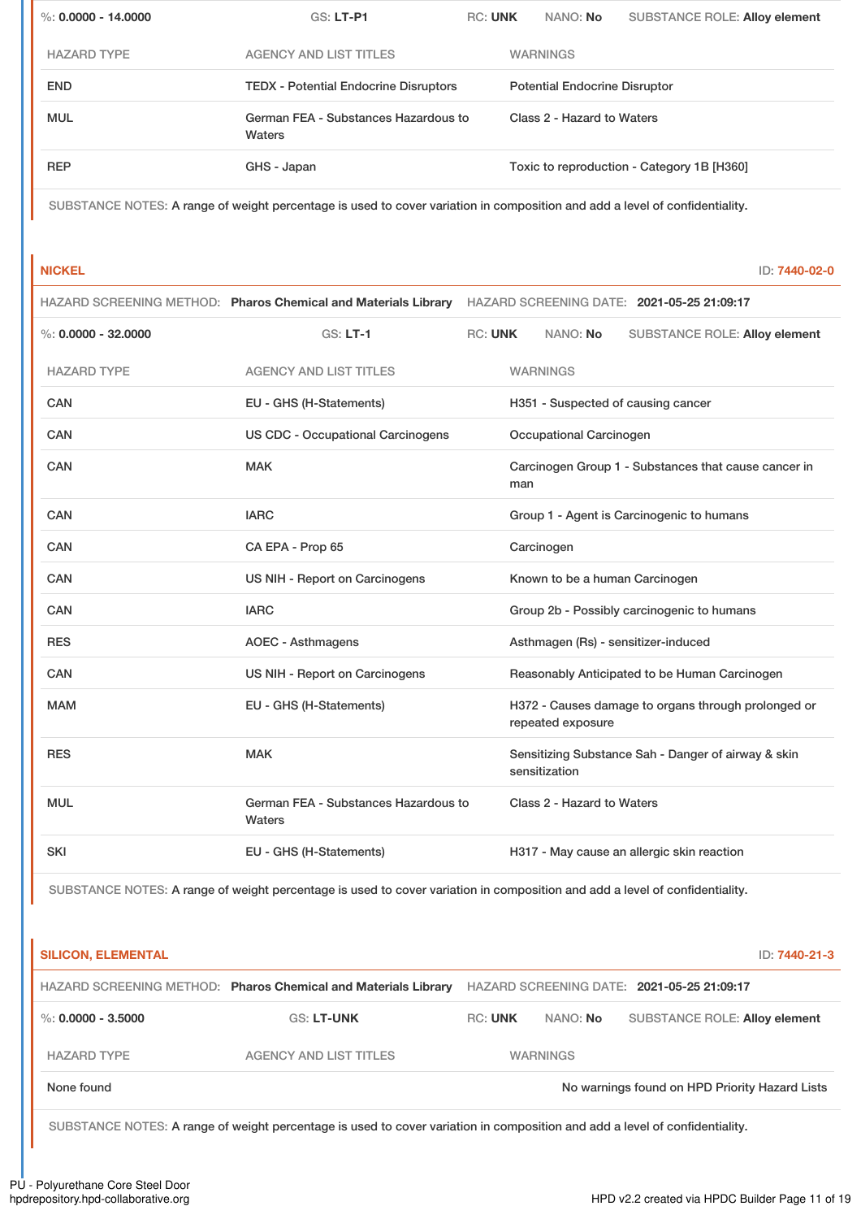%: **0.0000 - 14.0000** GS: **LT-P1** RC: **UNK** NANO: **No** SUBSTANCE ROLE: **Alloy element**

| HAZARD TYPE | AGENCY AND LIST TITLES | WARNINGS |
| --- | --- | --- |
| END | TEDX - Potential Endocrine Disruptors | Potential Endocrine Disruptor |
| MUL | German FEA - Substances Hazardous to Waters | Class 2 - Hazard to Waters |
| REP | GHS - Japan | Toxic to reproduction - Category 1B [H360] |

SUBSTANCE NOTES: A range of weight percentage is used to cover variation in composition and add a level of confidentiality.

## NICKEL

ID: 7440-02-0

HAZARD SCREENING METHOD: **Pharos Chemical and Materials Library** HAZARD SCREENING DATE: **2021-05-25 21:09:17**

%: **0.0000 - 32.0000** GS: **LT-1** RC: **UNK** NANO: **No** SUBSTANCE ROLE: **Alloy element**

| HAZARD TYPE | AGENCY AND LIST TITLES | WARNINGS |
| --- | --- | --- |
| CAN | EU - GHS (H-Statements) | H351 - Suspected of causing cancer |
| CAN | US CDC - Occupational Carcinogens | Occupational Carcinogen |
| CAN | MAK | Carcinogen Group 1 - Substances that cause cancer in man |
| CAN | IARC | Group 1 - Agent is Carcinogenic to humans |
| CAN | CA EPA - Prop 65 | Carcinogen |
| CAN | US NIH - Report on Carcinogens | Known to be a human Carcinogen |
| CAN | IARC | Group 2b - Possibly carcinogenic to humans |
| RES | AOEC - Asthmagens | Asthmagen (Rs) - sensitizer-induced |
| CAN | US NIH - Report on Carcinogens | Reasonably Anticipated to be Human Carcinogen |
| MAM | EU - GHS (H-Statements) | H372 - Causes damage to organs through prolonged or repeated exposure |
| RES | MAK | Sensitizing Substance Sah - Danger of airway & skin sensitization |
| MUL | German FEA - Substances Hazardous to Waters | Class 2 - Hazard to Waters |
| SKI | EU - GHS (H-Statements) | H317 - May cause an allergic skin reaction |

SUBSTANCE NOTES: A range of weight percentage is used to cover variation in composition and add a level of confidentiality.

## SILICON, ELEMENTAL

ID: 7440-21-3

HAZARD SCREENING METHOD: **Pharos Chemical and Materials Library** HAZARD SCREENING DATE: **2021-05-25 21:09:17**

%: **0.0000 - 3.5000** GS: **LT-UNK** RC: **UNK** NANO: **No** SUBSTANCE ROLE: **Alloy element**

| HAZARD TYPE | AGENCY AND LIST TITLES | WARNINGS |
| --- | --- | --- |
| None found | | No warnings found on HPD Priority Hazard Lists |

SUBSTANCE NOTES: A range of weight percentage is used to cover variation in composition and add a level of confidentiality.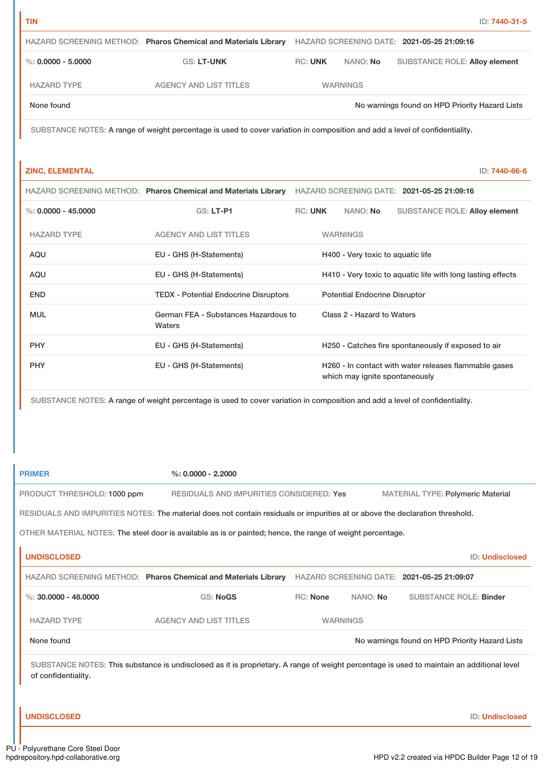**TIN** ID: 7440-31-5

HAZARD SCREENING METHOD: **Pharos Chemical and Materials Library** HAZARD SCREENING DATE: **2021-05-25 21:09:16**

%: **0.0000 - 5.0000** GS: **LT-UNK** RC: **UNK** NANO: **No** SUBSTANCE ROLE: **Alloy element**

| HAZARD TYPE | AGENCY AND LIST TITLES | WARNINGS |
| --- | --- | --- |
| None found | | No warnings found on HPD Priority Hazard Lists |

SUBSTANCE NOTES: A range of weight percentage is used to cover variation in composition and add a level of confidentiality.

**ZINC, ELEMENTAL** ID: 7440-66-6

HAZARD SCREENING METHOD: **Pharos Chemical and Materials Library** HAZARD SCREENING DATE: **2021-05-25 21:09:16**

%: **0.0000 - 45.0000** GS: **LT-P1** RC: **UNK** NANO: **No** SUBSTANCE ROLE: **Alloy element**

| HAZARD TYPE | AGENCY AND LIST TITLES | WARNINGS |
| --- | --- | --- |
| AQU | EU - GHS (H-Statements) | H400 - Very toxic to aquatic life |
| AQU | EU - GHS (H-Statements) | H410 - Very toxic to aquatic life with long lasting effects |
| END | TEDX - Potential Endocrine Disruptors | Potential Endocrine Disruptor |
| MUL | German FEA - Substances Hazardous to Waters | Class 2 - Hazard to Waters |
| PHY | EU - GHS (H-Statements) | H250 - Catches fire spontaneously if exposed to air |
| PHY | EU - GHS (H-Statements) | H260 - In contact with water releases flammable gases which may ignite spontaneously |

SUBSTANCE NOTES: A range of weight percentage is used to cover variation in composition and add a level of confidentiality.

**PRIMER** %: **0.0000 - 2.2000**

PRODUCT THRESHOLD: 1000 ppm RESIDUALS AND IMPURITIES CONSIDERED: Yes MATERIAL TYPE: Polymeric Material

RESIDUALS AND IMPURITIES NOTES: The material does not contain residuals or impurities at or above the declaration threshold.

OTHER MATERIAL NOTES: The steel door is available as is or painted; hence, the range of weight percentage.

**UNDISCLOSED** ID: Undisclosed

HAZARD SCREENING METHOD: **Pharos Chemical and Materials Library** HAZARD SCREENING DATE: **2021-05-25 21:09:07**

%: **30.0000 - 48.0000** GS: **NoGS** RC: **None** NANO: **No** SUBSTANCE ROLE: **Binder**

| HAZARD TYPE | AGENCY AND LIST TITLES | WARNINGS |
| --- | --- | --- |
| None found | | No warnings found on HPD Priority Hazard Lists |

SUBSTANCE NOTES: This substance is undisclosed as it is proprietary. A range of weight percentage is used to maintain an additional level of confidentiality.

**UNDISCLOSED** ID: Undisclosed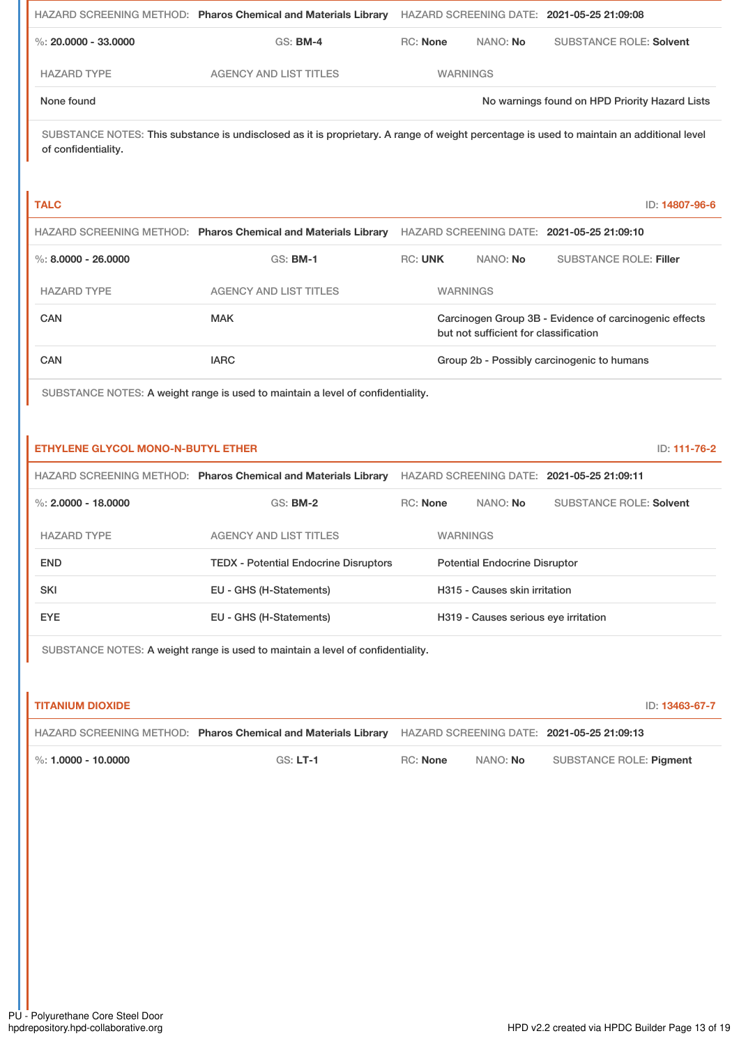HAZARD SCREENING METHOD: **Pharos Chemical and Materials Library** HAZARD SCREENING DATE: **2021-05-25 21:09:08**

%: **20.0000 - 33.0000** GS: **BM-4** RC: **None** NANO: **No** SUBSTANCE ROLE: **Solvent**

| HAZARD TYPE | AGENCY AND LIST TITLES | WARNINGS |
| --- | --- | --- |
| None found | | No warnings found on HPD Priority Hazard Lists |

SUBSTANCE NOTES: This substance is undisclosed as it is proprietary. A range of weight percentage is used to maintain an additional level of confidentiality.

## TALC

ID: 14807-96-6

HAZARD SCREENING METHOD: **Pharos Chemical and Materials Library** HAZARD SCREENING DATE: **2021-05-25 21:09:10**

%: **8.0000 - 26.0000** GS: **BM-1** RC: **UNK** NANO: **No** SUBSTANCE ROLE: **Filler**

| HAZARD TYPE | AGENCY AND LIST TITLES | WARNINGS |
| --- | --- | --- |
| CAN | MAK | Carcinogen Group 3B - Evidence of carcinogenic effects but not sufficient for classification |
| CAN | IARC | Group 2b - Possibly carcinogenic to humans |

SUBSTANCE NOTES: A weight range is used to maintain a level of confidentiality.

## ETHYLENE GLYCOL MONO-N-BUTYL ETHER

ID: 111-76-2

HAZARD SCREENING METHOD: **Pharos Chemical and Materials Library** HAZARD SCREENING DATE: **2021-05-25 21:09:11**

%: **2.0000 - 18.0000** GS: **BM-2** RC: **None** NANO: **No** SUBSTANCE ROLE: **Solvent**

| HAZARD TYPE | AGENCY AND LIST TITLES | WARNINGS |
| --- | --- | --- |
| END | TEDX - Potential Endocrine Disruptors | Potential Endocrine Disruptor |
| SKI | EU - GHS (H-Statements) | H315 - Causes skin irritation |
| EYE | EU - GHS (H-Statements) | H319 - Causes serious eye irritation |

SUBSTANCE NOTES: A weight range is used to maintain a level of confidentiality.

## TITANIUM DIOXIDE

ID: 13463-67-7

HAZARD SCREENING METHOD: **Pharos Chemical and Materials Library** HAZARD SCREENING DATE: **2021-05-25 21:09:13**

%: **1.0000 - 10.0000** GS: **LT-1** RC: **None** NANO: **No** SUBSTANCE ROLE: **Pigment**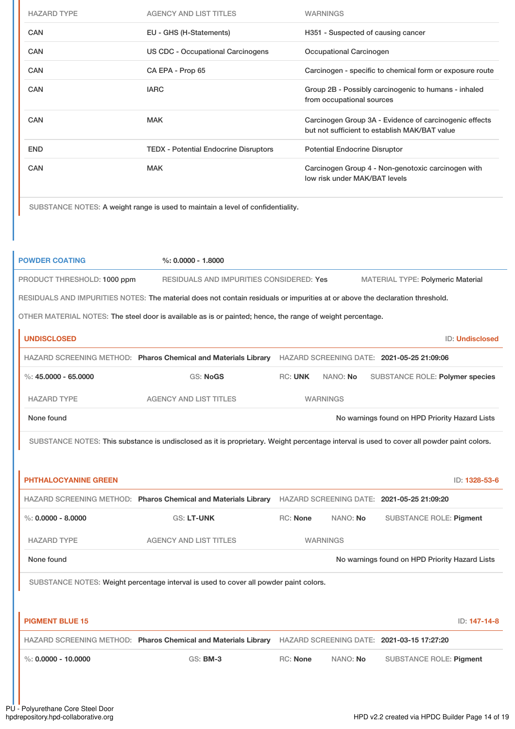| HAZARD TYPE | AGENCY AND LIST TITLES | WARNINGS |
|---|---|---|
| CAN | EU - GHS (H-Statements) | H351 - Suspected of causing cancer |
| CAN | US CDC - Occupational Carcinogens | Occupational Carcinogen |
| CAN | CA EPA - Prop 65 | Carcinogen - specific to chemical form or exposure route |
| CAN | IARC | Group 2B - Possibly carcinogenic to humans - inhaled from occupational sources |
| CAN | MAK | Carcinogen Group 3A - Evidence of carcinogenic effects but not sufficient to establish MAK/BAT value |
| END | TEDX - Potential Endocrine Disruptors | Potential Endocrine Disruptor |
| CAN | MAK | Carcinogen Group 4 - Non-genotoxic carcinogen with low risk under MAK/BAT levels |

SUBSTANCE NOTES: A weight range is used to maintain a level of confidentiality.

## POWDER COATING

%: 0.0000 - 1.8000

PRODUCT THRESHOLD: 1000 ppm | RESIDUALS AND IMPURITIES CONSIDERED: Yes | MATERIAL TYPE: Polymeric Material

RESIDUALS AND IMPURITIES NOTES: The material does not contain residuals or impurities at or above the declaration threshold.

OTHER MATERIAL NOTES: The steel door is available as is or painted; hence, the range of weight percentage.

### UNDISCLOSED

ID: Undisclosed

HAZARD SCREENING METHOD: **Pharos Chemical and Materials Library** | HAZARD SCREENING DATE: **2021-05-25 21:09:06**

%: **45.0000 - 65.0000** | GS: **NoGS** | RC: **UNK** | NANO: **No** | SUBSTANCE ROLE: **Polymer species**

| HAZARD TYPE | AGENCY AND LIST TITLES | WARNINGS |
|---|---|---|
| None found | | No warnings found on HPD Priority Hazard Lists |

SUBSTANCE NOTES: This substance is undisclosed as it is proprietary. Weight percentage interval is used to cover all powder paint colors.

### PHTHALOCYANINE GREEN

ID: 1328-53-6

HAZARD SCREENING METHOD: **Pharos Chemical and Materials Library** | HAZARD SCREENING DATE: **2021-05-25 21:09:20**

%: **0.0000 - 8.0000** | GS: **LT-UNK** | RC: **None** | NANO: **No** | SUBSTANCE ROLE: **Pigment**

| HAZARD TYPE | AGENCY AND LIST TITLES | WARNINGS |
|---|---|---|
| None found | | No warnings found on HPD Priority Hazard Lists |

SUBSTANCE NOTES: Weight percentage interval is used to cover all powder paint colors.

### PIGMENT BLUE 15

ID: 147-14-8

HAZARD SCREENING METHOD: **Pharos Chemical and Materials Library** | HAZARD SCREENING DATE: **2021-03-15 17:27:20**

%: **0.0000 - 10.0000** | GS: **BM-3** | RC: **None** | NANO: **No** | SUBSTANCE ROLE: **Pigment**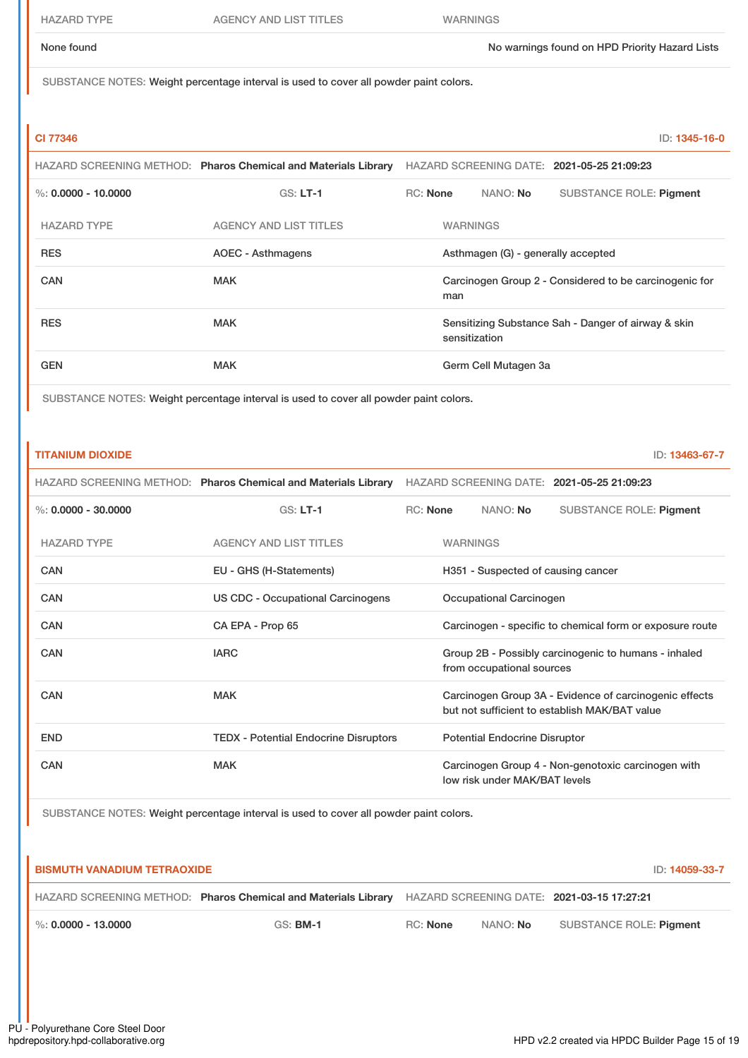| HAZARD TYPE | AGENCY AND LIST TITLES | WARNINGS |
|---|---|---|
| None found | | No warnings found on HPD Priority Hazard Lists |

SUBSTANCE NOTES: Weight percentage interval is used to cover all powder paint colors.

### CI 77346

ID: 1345-16-0

HAZARD SCREENING METHOD: **Pharos Chemical and Materials Library** HAZARD SCREENING DATE: **2021-05-25 21:09:23**

%: **0.0000 - 10.0000** GS: **LT-1** RC: **None** NANO: **No** SUBSTANCE ROLE: **Pigment**

| HAZARD TYPE | AGENCY AND LIST TITLES | WARNINGS |
|---|---|---|
| RES | AOEC - Asthmagens | Asthmagen (G) - generally accepted |
| CAN | MAK | Carcinogen Group 2 - Considered to be carcinogenic for man |
| RES | MAK | Sensitizing Substance Sah - Danger of airway & skin sensitization |
| GEN | MAK | Germ Cell Mutagen 3a |

SUBSTANCE NOTES: Weight percentage interval is used to cover all powder paint colors.

### TITANIUM DIOXIDE

ID: 13463-67-7

HAZARD SCREENING METHOD: **Pharos Chemical and Materials Library** HAZARD SCREENING DATE: **2021-05-25 21:09:23**

%: **0.0000 - 30.0000** GS: **LT-1** RC: **None** NANO: **No** SUBSTANCE ROLE: **Pigment**

| HAZARD TYPE | AGENCY AND LIST TITLES | WARNINGS |
|---|---|---|
| CAN | EU - GHS (H-Statements) | H351 - Suspected of causing cancer |
| CAN | US CDC - Occupational Carcinogens | Occupational Carcinogen |
| CAN | CA EPA - Prop 65 | Carcinogen - specific to chemical form or exposure route |
| CAN | IARC | Group 2B - Possibly carcinogenic to humans - inhaled from occupational sources |
| CAN | MAK | Carcinogen Group 3A - Evidence of carcinogenic effects but not sufficient to establish MAK/BAT value |
| END | TEDX - Potential Endocrine Disruptors | Potential Endocrine Disruptor |
| CAN | MAK | Carcinogen Group 4 - Non-genotoxic carcinogen with low risk under MAK/BAT levels |

SUBSTANCE NOTES: Weight percentage interval is used to cover all powder paint colors.

### BISMUTH VANADIUM TETRAOXIDE

ID: 14059-33-7

HAZARD SCREENING METHOD: **Pharos Chemical and Materials Library** HAZARD SCREENING DATE: **2021-03-15 17:27:21**

%: **0.0000 - 13.0000** GS: **BM-1** RC: **None** NANO: **No** SUBSTANCE ROLE: **Pigment**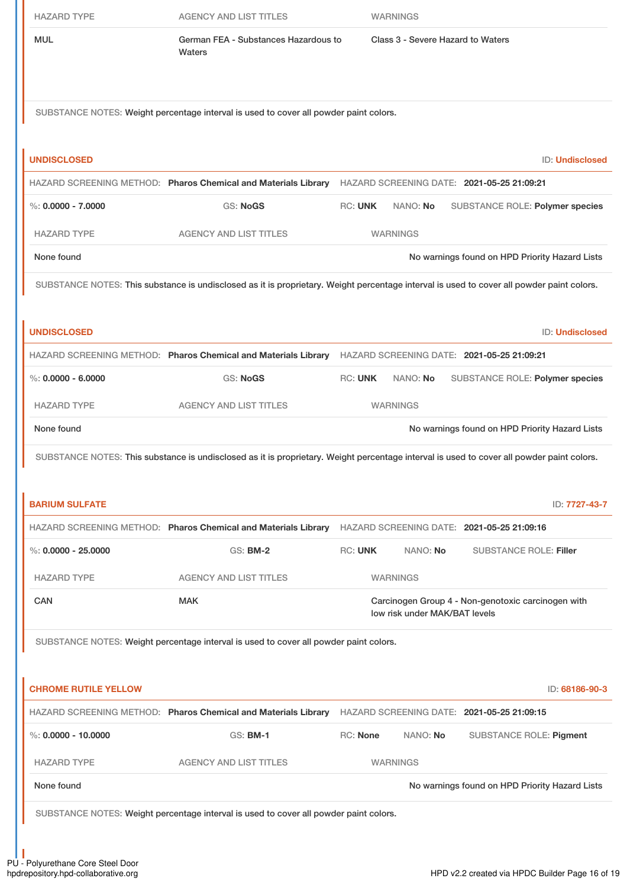| HAZARD TYPE | AGENCY AND LIST TITLES | WARNINGS |
| --- | --- | --- |
| MUL | German FEA - Substances Hazardous to Waters | Class 3 - Severe Hazard to Waters |

SUBSTANCE NOTES: Weight percentage interval is used to cover all powder paint colors.

**UNDISCLOSED** ID: Undisclosed

HAZARD SCREENING METHOD: **Pharos Chemical and Materials Library** HAZARD SCREENING DATE: **2021-05-25 21:09:21**

%: **0.0000 - 7.0000** GS: **NoGS** RC: **UNK** NANO: **No** SUBSTANCE ROLE: **Polymer species**

| HAZARD TYPE | AGENCY AND LIST TITLES | WARNINGS |
| --- | --- | --- |
| None found | | No warnings found on HPD Priority Hazard Lists |

SUBSTANCE NOTES: This substance is undisclosed as it is proprietary. Weight percentage interval is used to cover all powder paint colors.

**UNDISCLOSED** ID: Undisclosed

HAZARD SCREENING METHOD: **Pharos Chemical and Materials Library** HAZARD SCREENING DATE: **2021-05-25 21:09:21**

%: **0.0000 - 6.0000** GS: **NoGS** RC: **UNK** NANO: **No** SUBSTANCE ROLE: **Polymer species**

| HAZARD TYPE | AGENCY AND LIST TITLES | WARNINGS |
| --- | --- | --- |
| None found | | No warnings found on HPD Priority Hazard Lists |

SUBSTANCE NOTES: This substance is undisclosed as it is proprietary. Weight percentage interval is used to cover all powder paint colors.

**BARIUM SULFATE** ID: 7727-43-7

HAZARD SCREENING METHOD: **Pharos Chemical and Materials Library** HAZARD SCREENING DATE: **2021-05-25 21:09:16**

%: **0.0000 - 25.0000** GS: **BM-2** RC: **UNK** NANO: **No** SUBSTANCE ROLE: **Filler**

| HAZARD TYPE | AGENCY AND LIST TITLES | WARNINGS |
| --- | --- | --- |
| CAN | MAK | Carcinogen Group 4 - Non-genotoxic carcinogen with low risk under MAK/BAT levels |

SUBSTANCE NOTES: Weight percentage interval is used to cover all powder paint colors.

**CHROME RUTILE YELLOW** ID: 68186-90-3

HAZARD SCREENING METHOD: **Pharos Chemical and Materials Library** HAZARD SCREENING DATE: **2021-05-25 21:09:15**

%: **0.0000 - 10.0000** GS: **BM-1** RC: **None** NANO: **No** SUBSTANCE ROLE: **Pigment**

| HAZARD TYPE | AGENCY AND LIST TITLES | WARNINGS |
| --- | --- | --- |
| None found | | No warnings found on HPD Priority Hazard Lists |

SUBSTANCE NOTES: Weight percentage interval is used to cover all powder paint colors.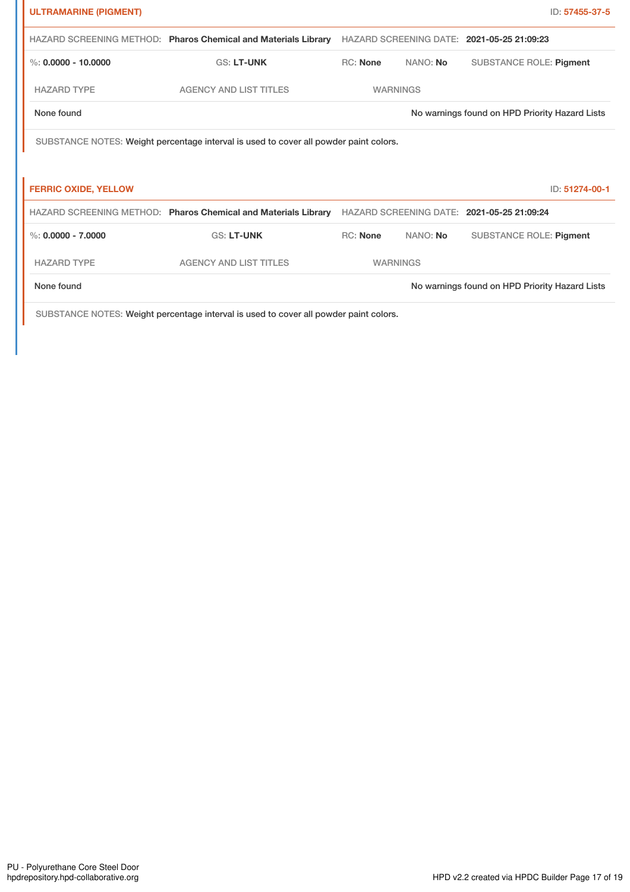## ULTRAMARINE (PIGMENT)

ID: 57455-37-5

HAZARD SCREENING METHOD: **Pharos Chemical and Materials Library** HAZARD SCREENING DATE: **2021-05-25 21:09:23**

%: **0.0000 - 10.0000** GS: **LT-UNK** RC: **None** NANO: **No** SUBSTANCE ROLE: **Pigment**

| HAZARD TYPE | AGENCY AND LIST TITLES | WARNINGS |
| --- | --- | --- |
| None found | | No warnings found on HPD Priority Hazard Lists |

SUBSTANCE NOTES: Weight percentage interval is used to cover all powder paint colors.

## FERRIC OXIDE, YELLOW

ID: 51274-00-1

HAZARD SCREENING METHOD: **Pharos Chemical and Materials Library** HAZARD SCREENING DATE: **2021-05-25 21:09:24**

%: **0.0000 - 7.0000** GS: **LT-UNK** RC: **None** NANO: **No** SUBSTANCE ROLE: **Pigment**

| HAZARD TYPE | AGENCY AND LIST TITLES | WARNINGS |
| --- | --- | --- |
| None found | | No warnings found on HPD Priority Hazard Lists |

SUBSTANCE NOTES: Weight percentage interval is used to cover all powder paint colors.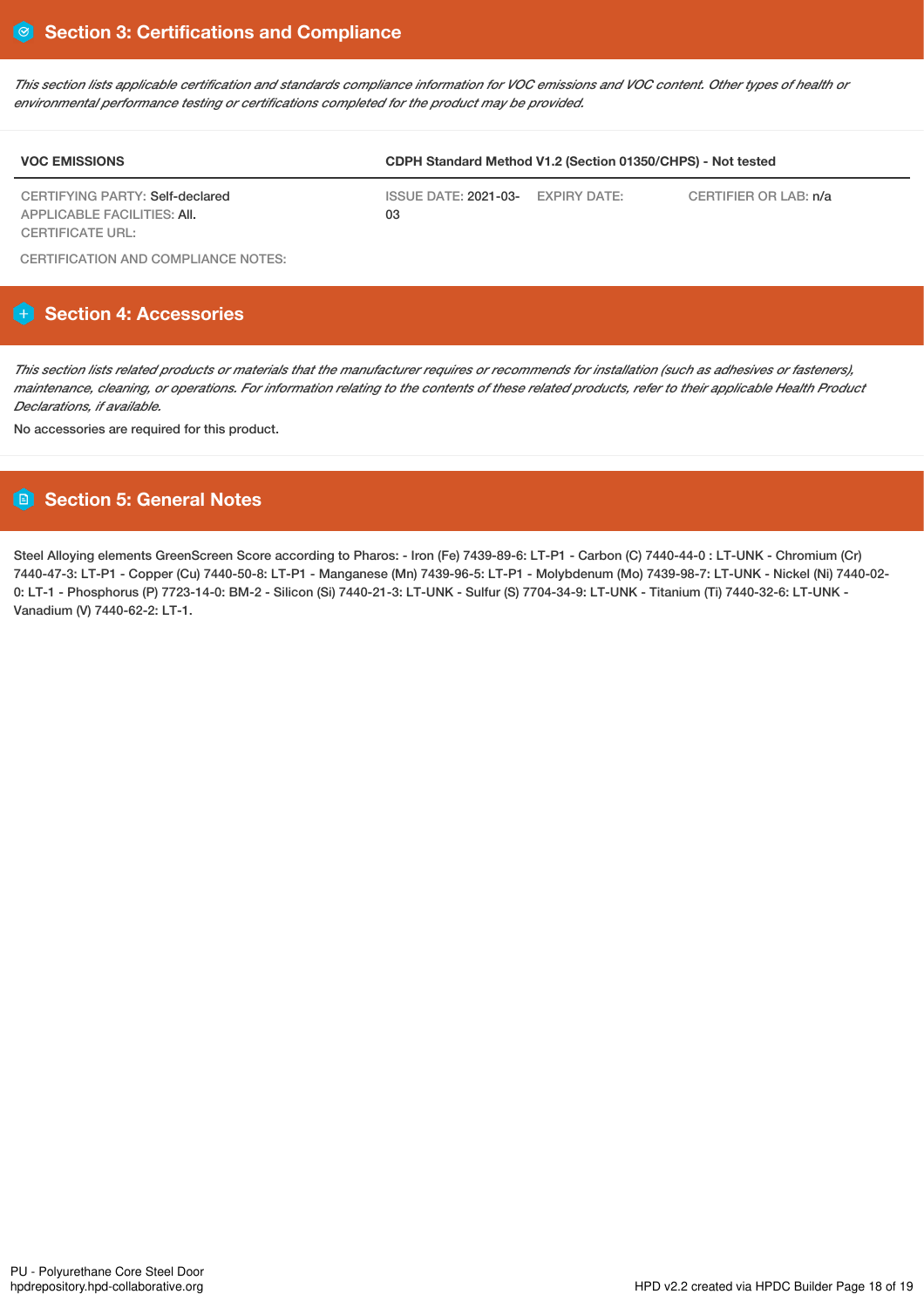## Section 3: Certifications and Compliance

*This section lists applicable certification and standards compliance information for VOC emissions and VOC content. Other types of health or environmental performance testing or certifications completed for the product may be provided.*

| VOC EMISSIONS | CDPH Standard Method V1.2 (Section 01350/CHPS) - Not tested | | |
|---|---|---|---|
| CERTIFYING PARTY: Self-declared<br>APPLICABLE FACILITIES: All.<br>CERTIFICATE URL: | ISSUE DATE: 2021-03-03 | EXPIRY DATE: | CERTIFIER OR LAB: n/a |

CERTIFICATION AND COMPLIANCE NOTES:

## Section 4: Accessories

*This section lists related products or materials that the manufacturer requires or recommends for installation (such as adhesives or fasteners), maintenance, cleaning, or operations. For information relating to the contents of these related products, refer to their applicable Health Product Declarations, if available.*

No accessories are required for this product.

## Section 5: General Notes

Steel Alloying elements GreenScreen Score according to Pharos: - Iron (Fe) 7439-89-6: LT-P1 - Carbon (C) 7440-44-0 : LT-UNK - Chromium (Cr) 7440-47-3: LT-P1 - Copper (Cu) 7440-50-8: LT-P1 - Manganese (Mn) 7439-96-5: LT-P1 - Molybdenum (Mo) 7439-98-7: LT-UNK - Nickel (Ni) 7440-02-0: LT-1 - Phosphorus (P) 7723-14-0: BM-2 - Silicon (Si) 7440-21-3: LT-UNK - Sulfur (S) 7704-34-9: LT-UNK - Titanium (Ti) 7440-32-6: LT-UNK - Vanadium (V) 7440-62-2: LT-1.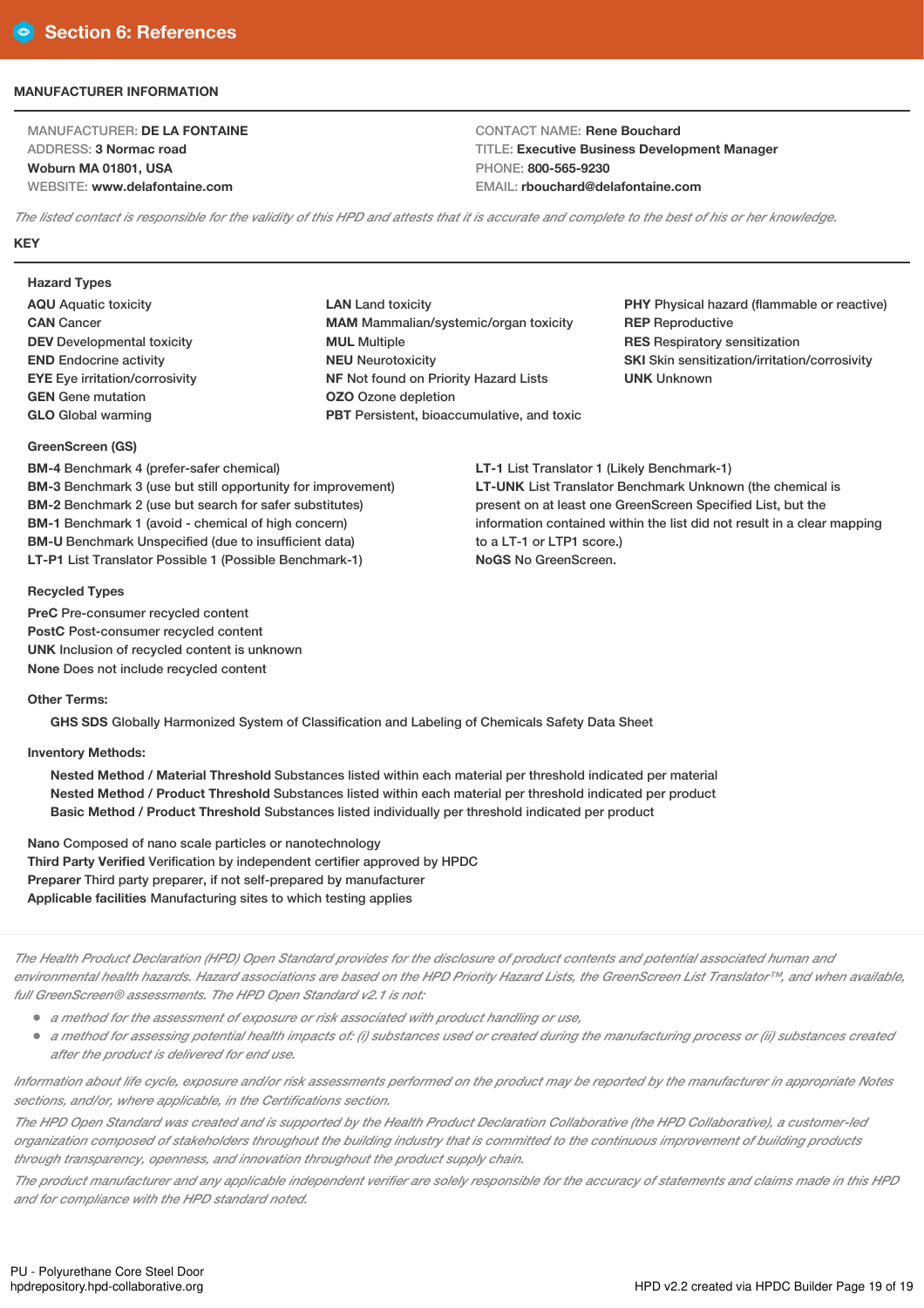# Section 6: References

## MANUFACTURER INFORMATION

MANUFACTURER: **DE LA FONTAINE**
ADDRESS: **3 Normac road**
**Woburn MA 01801, USA**
WEBSITE: **www.delafontaine.com**

CONTACT NAME: **Rene Bouchard**
TITLE: **Executive Business Development Manager**
PHONE: **800-565-9230**
EMAIL: **rbouchard@delafontaine.com**

*The listed contact is responsible for the validity of this HPD and attests that it is accurate and complete to the best of his or her knowledge.*

## KEY

### Hazard Types

**AQU** Aquatic toxicity
**CAN** Cancer
**DEV** Developmental toxicity
**END** Endocrine activity
**EYE** Eye irritation/corrosivity
**GEN** Gene mutation
**GLO** Global warming
**LAN** Land toxicity
**MAM** Mammalian/systemic/organ toxicity
**MUL** Multiple
**NEU** Neurotoxicity
**NF** Not found on Priority Hazard Lists
**OZO** Ozone depletion
**PBT** Persistent, bioaccumulative, and toxic
**PHY** Physical hazard (flammable or reactive)
**REP** Reproductive
**RES** Respiratory sensitization
**SKI** Skin sensitization/irritation/corrosivity
**UNK** Unknown

### GreenScreen (GS)

**BM-4** Benchmark 4 (prefer-safer chemical)
**BM-3** Benchmark 3 (use but still opportunity for improvement)
**BM-2** Benchmark 2 (use but search for safer substitutes)
**BM-1** Benchmark 1 (avoid - chemical of high concern)
**BM-U** Benchmark Unspecified (due to insufficient data)
**LT-P1** List Translator Possible 1 (Possible Benchmark-1)
**LT-1** List Translator 1 (Likely Benchmark-1)
**LT-UNK** List Translator Benchmark Unknown (the chemical is present on at least one GreenScreen Specified List, but the information contained within the list did not result in a clear mapping to a LT-1 or LTP1 score.)
**NoGS** No GreenScreen.

### Recycled Types

**PreC** Pre-consumer recycled content
**PostC** Post-consumer recycled content
**UNK** Inclusion of recycled content is unknown
**None** Does not include recycled content

### Other Terms:

**GHS SDS** Globally Harmonized System of Classification and Labeling of Chemicals Safety Data Sheet

### Inventory Methods:

**Nested Method / Material Threshold** Substances listed within each material per threshold indicated per material
**Nested Method / Product Threshold** Substances listed within each material per threshold indicated per product
**Basic Method / Product Threshold** Substances listed individually per threshold indicated per product

**Nano** Composed of nano scale particles or nanotechnology
**Third Party Verified** Verification by independent certifier approved by HPDC
**Preparer** Third party preparer, if not self-prepared by manufacturer
**Applicable facilities** Manufacturing sites to which testing applies

*The Health Product Declaration (HPD) Open Standard provides for the disclosure of product contents and potential associated human and environmental health hazards. Hazard associations are based on the HPD Priority Hazard Lists, the GreenScreen List Translator™, and when available, full GreenScreen® assessments. The HPD Open Standard v2.1 is not:*

- *a method for the assessment of exposure or risk associated with product handling or use,*
- *a method for assessing potential health impacts of: (i) substances used or created during the manufacturing process or (ii) substances created after the product is delivered for end use.*

*Information about life cycle, exposure and/or risk assessments performed on the product may be reported by the manufacturer in appropriate Notes sections, and/or, where applicable, in the Certifications section.*

*The HPD Open Standard was created and is supported by the Health Product Declaration Collaborative (the HPD Collaborative), a customer-led organization composed of stakeholders throughout the building industry that is committed to the continuous improvement of building products through transparency, openness, and innovation throughout the product supply chain.*

*The product manufacturer and any applicable independent verifier are solely responsible for the accuracy of statements and claims made in this HPD and for compliance with the HPD standard noted.*